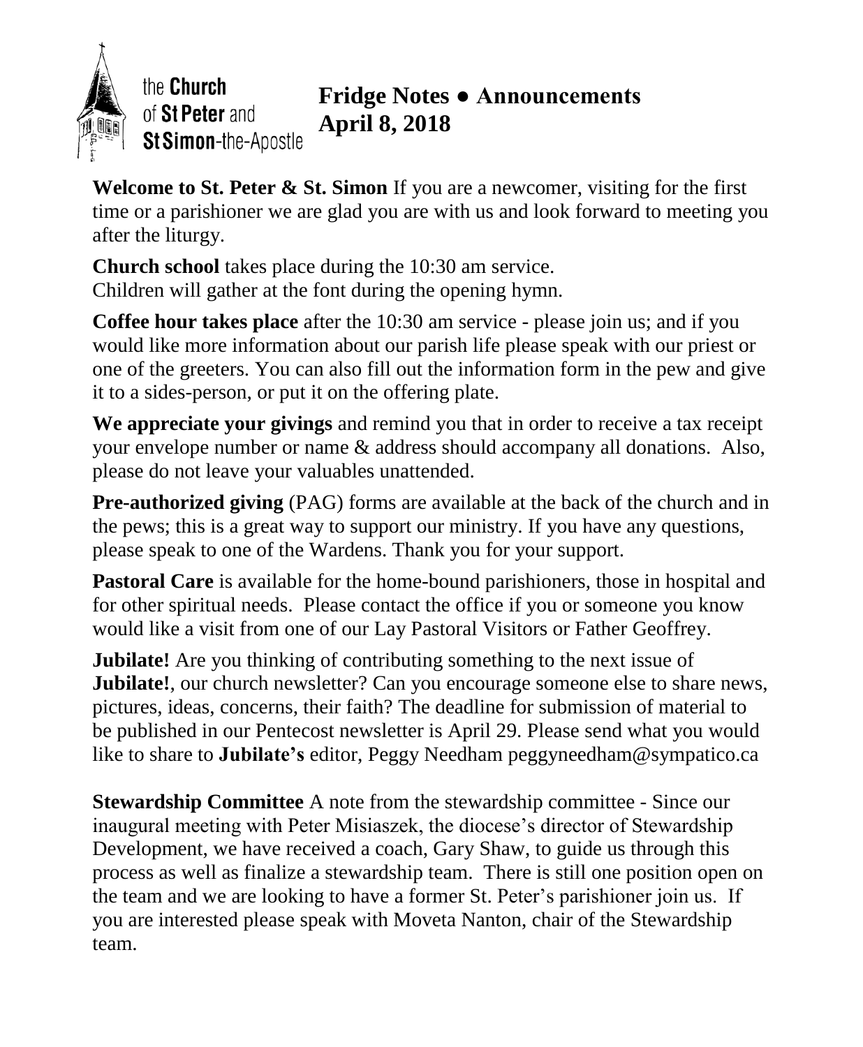the **Church** of **St Peter** and **St Simon**-the-Apostle

# Fridge Notes ● Announcements
## April 8, 2018

**Welcome to St. Peter & St. Simon** If you are a newcomer, visiting for the first time or a parishioner we are glad you are with us and look forward to meeting you after the liturgy.

**Church school** takes place during the 10:30 am service.
Children will gather at the font during the opening hymn.

**Coffee hour takes place** after the 10:30 am service - please join us; and if you would like more information about our parish life please speak with our priest or one of the greeters. You can also fill out the information form in the pew and give it to a sides-person, or put it on the offering plate.

**We appreciate your givings** and remind you that in order to receive a tax receipt your envelope number or name & address should accompany all donations. Also, please do not leave your valuables unattended.

**Pre-authorized giving** (PAG) forms are available at the back of the church and in the pews; this is a great way to support our ministry. If you have any questions, please speak to one of the Wardens. Thank you for your support.

**Pastoral Care** is available for the home-bound parishioners, those in hospital and for other spiritual needs. Please contact the office if you or someone you know would like a visit from one of our Lay Pastoral Visitors or Father Geoffrey.

**Jubilate!** Are you thinking of contributing something to the next issue of **Jubilate!**, our church newsletter? Can you encourage someone else to share news, pictures, ideas, concerns, their faith? The deadline for submission of material to be published in our Pentecost newsletter is April 29. Please send what you would like to share to **Jubilate's** editor, Peggy Needham peggyneedham@sympatico.ca

**Stewardship Committee** A note from the stewardship committee - Since our inaugural meeting with Peter Misiaszek, the diocese's director of Stewardship Development, we have received a coach, Gary Shaw, to guide us through this process as well as finalize a stewardship team. There is still one position open on the team and we are looking to have a former St. Peter's parishioner join us. If you are interested please speak with Moveta Nanton, chair of the Stewardship team.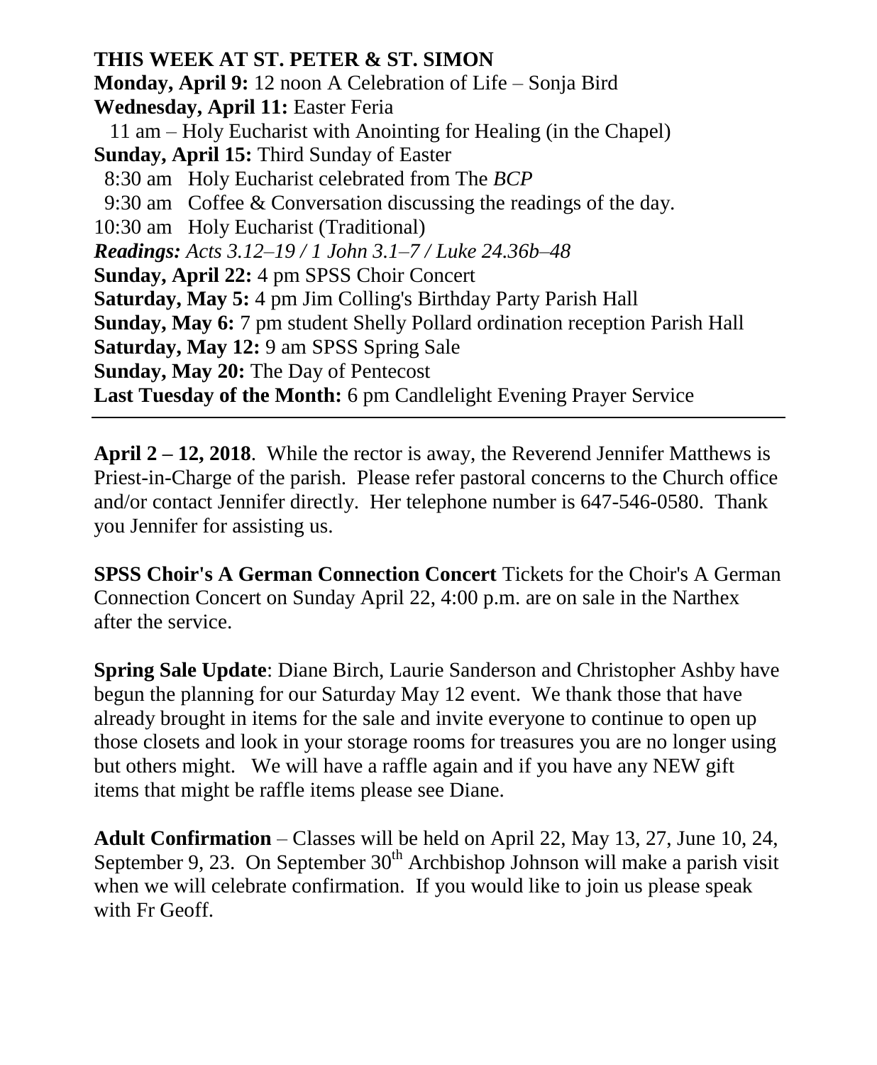**THIS WEEK AT ST. PETER & ST. SIMON**

**Monday, April 9:** 12 noon A Celebration of Life – Sonja Bird
**Wednesday, April 11:** Easter Feria
11 am – Holy Eucharist with Anointing for Healing (in the Chapel)
**Sunday, April 15:** Third Sunday of Easter
8:30 am Holy Eucharist celebrated from The *BCP*
9:30 am Coffee & Conversation discussing the readings of the day.
10:30 am Holy Eucharist (Traditional)
***Readings:*** *Acts 3.12–19 / 1 John 3.1–7 / Luke 24.36b–48*
**Sunday, April 22:** 4 pm SPSS Choir Concert
**Saturday, May 5:** 4 pm Jim Colling's Birthday Party Parish Hall
**Sunday, May 6:** 7 pm student Shelly Pollard ordination reception Parish Hall
**Saturday, May 12:** 9 am SPSS Spring Sale
**Sunday, May 20:** The Day of Pentecost
**Last Tuesday of the Month:** 6 pm Candlelight Evening Prayer Service

---

**April 2 – 12, 2018**. While the rector is away, the Reverend Jennifer Matthews is Priest-in-Charge of the parish. Please refer pastoral concerns to the Church office and/or contact Jennifer directly. Her telephone number is 647-546-0580. Thank you Jennifer for assisting us.

**SPSS Choir's A German Connection Concert** Tickets for the Choir's A German Connection Concert on Sunday April 22, 4:00 p.m. are on sale in the Narthex after the service.

**Spring Sale Update**: Diane Birch, Laurie Sanderson and Christopher Ashby have begun the planning for our Saturday May 12 event. We thank those that have already brought in items for the sale and invite everyone to continue to open up those closets and look in your storage rooms for treasures you are no longer using but others might. We will have a raffle again and if you have any NEW gift items that might be raffle items please see Diane.

**Adult Confirmation** – Classes will be held on April 22, May 13, 27, June 10, 24, September 9, 23. On September 30th Archbishop Johnson will make a parish visit when we will celebrate confirmation. If you would like to join us please speak with Fr Geoff.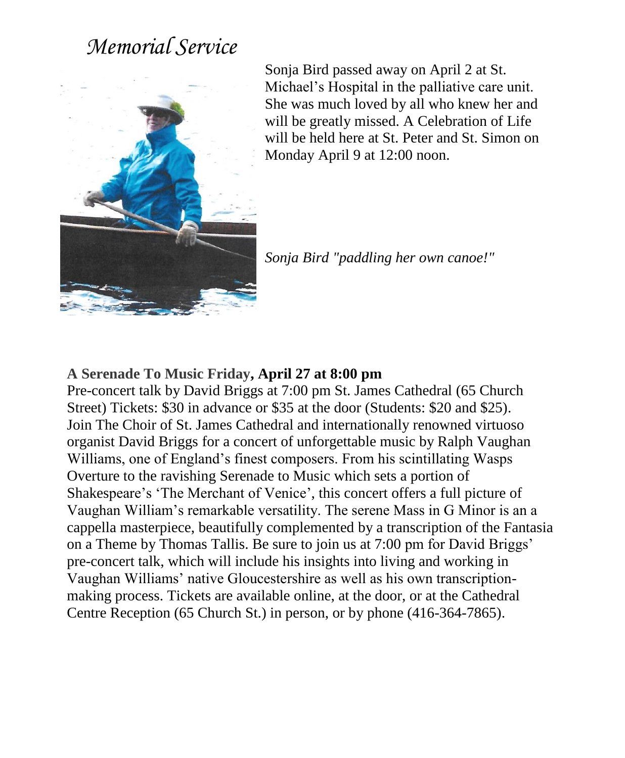# *Memorial Service*

Sonja Bird passed away on April 2 at St. Michael's Hospital in the palliative care unit. She was much loved by all who knew her and will be greatly missed. A Celebration of Life will be held here at St. Peter and St. Simon on Monday April 9 at 12:00 noon.

*Sonja Bird "paddling her own canoe!"*

**A Serenade To Music Friday, April 27 at 8:00 pm**

Pre-concert talk by David Briggs at 7:00 pm St. James Cathedral (65 Church Street) Tickets: $30 in advance or $35 at the door (Students: $20 and $25). Join The Choir of St. James Cathedral and internationally renowned virtuoso organist David Briggs for a concert of unforgettable music by Ralph Vaughan Williams, one of England's finest composers. From his scintillating Wasps Overture to the ravishing Serenade to Music which sets a portion of Shakespeare's 'The Merchant of Venice', this concert offers a full picture of Vaughan William's remarkable versatility. The serene Mass in G Minor is an a cappella masterpiece, beautifully complemented by a transcription of the Fantasia on a Theme by Thomas Tallis. Be sure to join us at 7:00 pm for David Briggs' pre-concert talk, which will include his insights into living and working in Vaughan Williams' native Gloucestershire as well as his own transcription-making process. Tickets are available online, at the door, or at the Cathedral Centre Reception (65 Church St.) in person, or by phone (416-364-7865).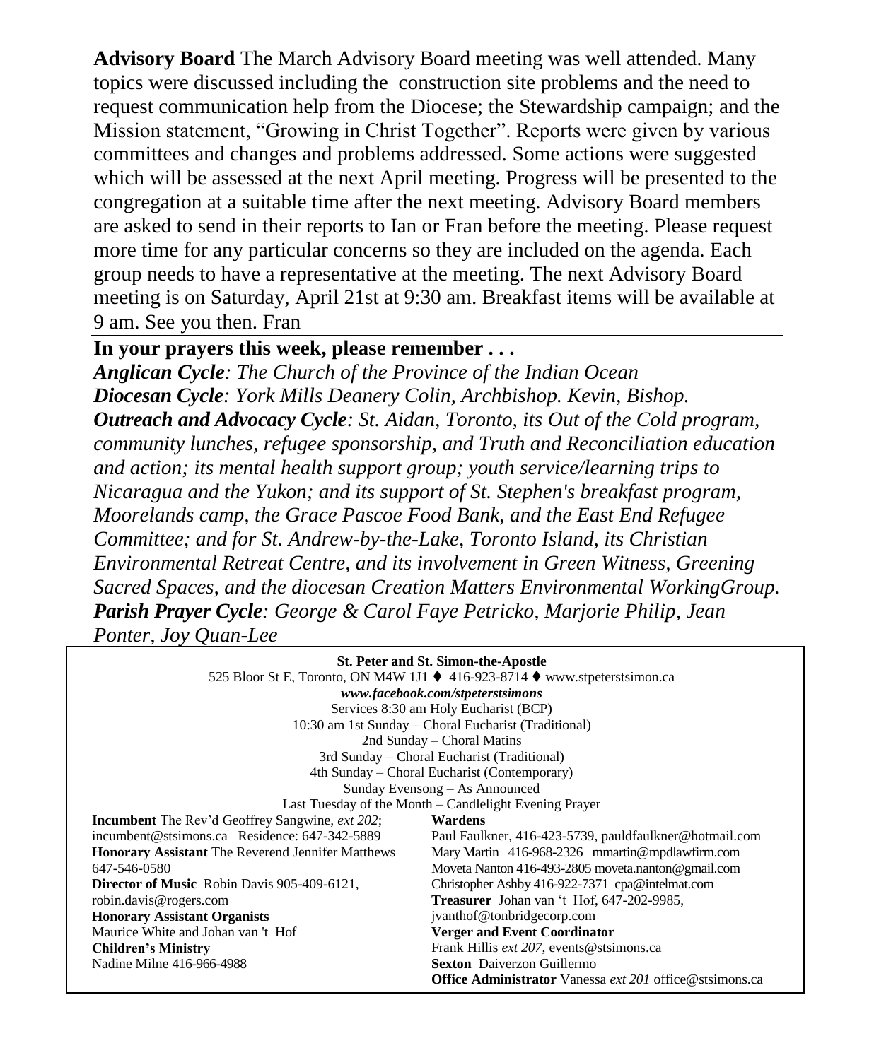**Advisory Board** The March Advisory Board meeting was well attended. Many topics were discussed including the construction site problems and the need to request communication help from the Diocese; the Stewardship campaign; and the Mission statement, "Growing in Christ Together". Reports were given by various committees and changes and problems addressed. Some actions were suggested which will be assessed at the next April meeting. Progress will be presented to the congregation at a suitable time after the next meeting. Advisory Board members are asked to send in their reports to Ian or Fran before the meeting. Please request more time for any particular concerns so they are included on the agenda. Each group needs to have a representative at the meeting. The next Advisory Board meeting is on Saturday, April 21st at 9:30 am. Breakfast items will be available at 9 am. See you then. Fran

---

**In your prayers this week, please remember . . .**

***Anglican Cycle**: The Church of the Province of the Indian Ocean*

***Diocesan Cycle**: York Mills Deanery Colin, Archbishop. Kevin, Bishop.*

***Outreach and Advocacy Cycle**: St. Aidan, Toronto, its Out of the Cold program, community lunches, refugee sponsorship, and Truth and Reconciliation education and action; its mental health support group; youth service/learning trips to Nicaragua and the Yukon; and its support of St. Stephen's breakfast program, Moorelands camp, the Grace Pascoe Food Bank, and the East End Refugee Committee; and for St. Andrew-by-the-Lake, Toronto Island, its Christian Environmental Retreat Centre, and its involvement in Green Witness, Greening Sacred Spaces, and the diocesan Creation Matters Environmental WorkingGroup.*

***Parish Prayer Cycle**: George & Carol Faye Petricko, Marjorie Philip, Jean Ponter, Joy Quan-Lee*

---

**St. Peter and St. Simon-the-Apostle**
525 Bloor St E, Toronto, ON M4W 1J1 ♦ 416-923-8714 ♦ www.stpeterstsimon.ca
***www.facebook.com/stpeterstsimons***
Services 8:30 am Holy Eucharist (BCP)
10:30 am 1st Sunday – Choral Eucharist (Traditional)
2nd Sunday – Choral Matins
3rd Sunday – Choral Eucharist (Traditional)
4th Sunday – Choral Eucharist (Contemporary)
Sunday Evensong – As Announced
Last Tuesday of the Month – Candlelight Evening Prayer

**Incumbent** The Rev'd Geoffrey Sangwine, *ext 202*; incumbent@stsimons.ca Residence: 647-342-5889
**Honorary Assistant** The Reverend Jennifer Matthews 647-546-0580
**Director of Music** Robin Davis 905-409-6121, robin.davis@rogers.com
**Honorary Assistant Organists**
Maurice White and Johan van 't Hof
**Children's Ministry**
Nadine Milne 416-966-4988

**Wardens**
Paul Faulkner, 416-423-5739, pauldfaulkner@hotmail.com
Mary Martin 416-968-2326 mmartin@mpdlawfirm.com
Moveta Nanton 416-493-2805 moveta.nanton@gmail.com
Christopher Ashby 416-922-7371 cpa@intelmat.com
**Treasurer** Johan van 't Hof, 647-202-9985, jvanthof@tonbridgecorp.com
**Verger and Event Coordinator**
Frank Hillis *ext 207*, events@stsimons.ca
**Sexton** Daiverzon Guillermo
**Office Administrator** Vanessa *ext 201* office@stsimons.ca